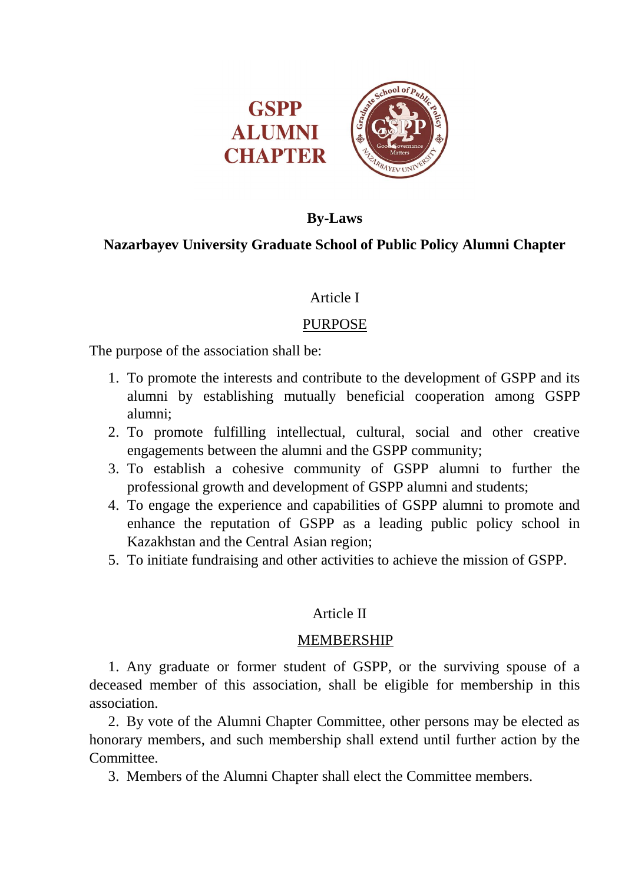**GSPP ALUMNI CHAPTER**

# By-Laws

## Nazarbayev University Graduate School of Public Policy Alumni Chapter

### Article I

### PURPOSE

The purpose of the association shall be:

1. To promote the interests and contribute to the development of GSPP and its alumni by establishing mutually beneficial cooperation among GSPP alumni;
2. To promote fulfilling intellectual, cultural, social and other creative engagements between the alumni and the GSPP community;
3. To establish a cohesive community of GSPP alumni to further the professional growth and development of GSPP alumni and students;
4. To engage the experience and capabilities of GSPP alumni to promote and enhance the reputation of GSPP as a leading public policy school in Kazakhstan and the Central Asian region;
5. To initiate fundraising and other activities to achieve the mission of GSPP.

### Article II

### MEMBERSHIP

1. Any graduate or former student of GSPP, or the surviving spouse of a deceased member of this association, shall be eligible for membership in this association.
2. By vote of the Alumni Chapter Committee, other persons may be elected as honorary members, and such membership shall extend until further action by the Committee.
3. Members of the Alumni Chapter shall elect the Committee members.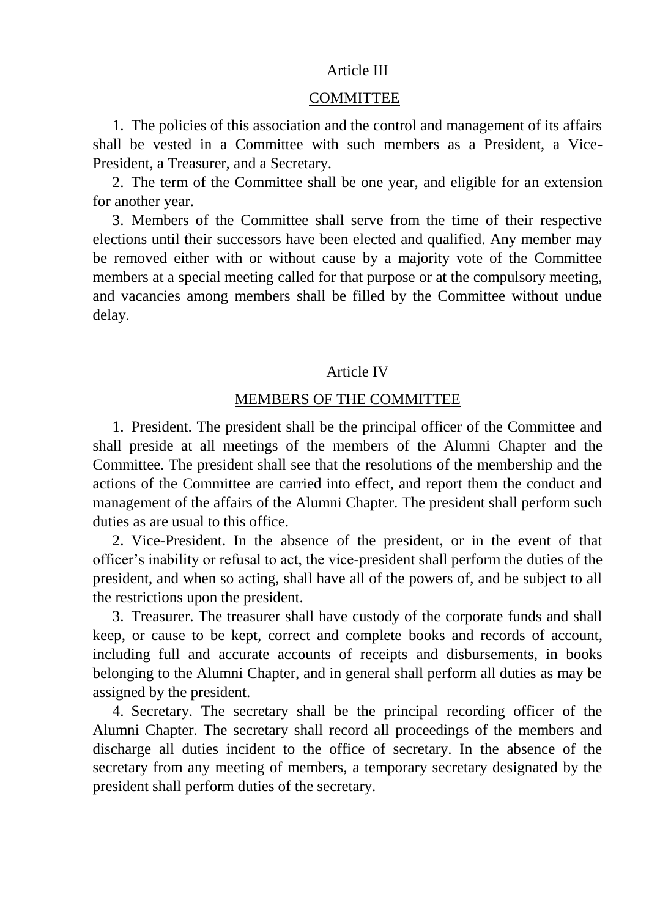## Article III

## COMMITTEE

1. The policies of this association and the control and management of its affairs shall be vested in a Committee with such members as a President, a Vice-President, a Treasurer, and a Secretary.

2. The term of the Committee shall be one year, and eligible for an extension for another year.

3. Members of the Committee shall serve from the time of their respective elections until their successors have been elected and qualified. Any member may be removed either with or without cause by a majority vote of the Committee members at a special meeting called for that purpose or at the compulsory meeting, and vacancies among members shall be filled by the Committee without undue delay.

## Article IV

## MEMBERS OF THE COMMITTEE

1. President. The president shall be the principal officer of the Committee and shall preside at all meetings of the members of the Alumni Chapter and the Committee. The president shall see that the resolutions of the membership and the actions of the Committee are carried into effect, and report them the conduct and management of the affairs of the Alumni Chapter. The president shall perform such duties as are usual to this office.

2. Vice-President. In the absence of the president, or in the event of that officer's inability or refusal to act, the vice-president shall perform the duties of the president, and when so acting, shall have all of the powers of, and be subject to all the restrictions upon the president.

3. Treasurer. The treasurer shall have custody of the corporate funds and shall keep, or cause to be kept, correct and complete books and records of account, including full and accurate accounts of receipts and disbursements, in books belonging to the Alumni Chapter, and in general shall perform all duties as may be assigned by the president.

4. Secretary. The secretary shall be the principal recording officer of the Alumni Chapter. The secretary shall record all proceedings of the members and discharge all duties incident to the office of secretary. In the absence of the secretary from any meeting of members, a temporary secretary designated by the president shall perform duties of the secretary.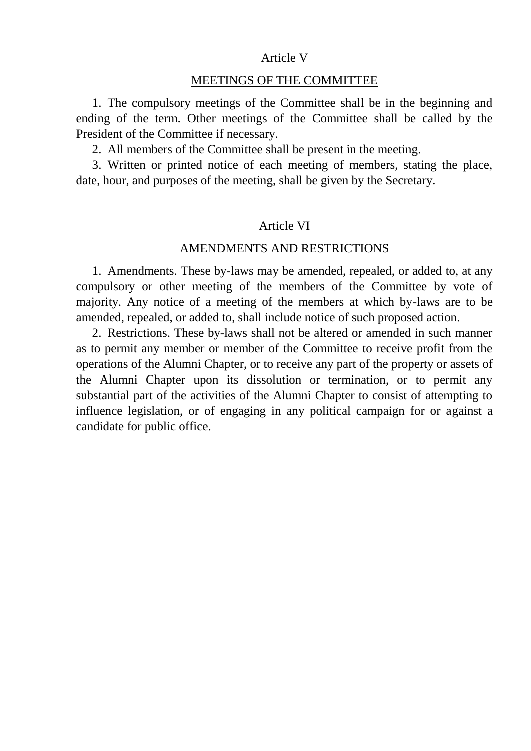## Article V

## MEETINGS OF THE COMMITTEE

1. The compulsory meetings of the Committee shall be in the beginning and ending of the term. Other meetings of the Committee shall be called by the President of the Committee if necessary.

2. All members of the Committee shall be present in the meeting.

3. Written or printed notice of each meeting of members, stating the place, date, hour, and purposes of the meeting, shall be given by the Secretary.

## Article VI

## AMENDMENTS AND RESTRICTIONS

1. Amendments. These by-laws may be amended, repealed, or added to, at any compulsory or other meeting of the members of the Committee by vote of majority. Any notice of a meeting of the members at which by-laws are to be amended, repealed, or added to, shall include notice of such proposed action.

2. Restrictions. These by-laws shall not be altered or amended in such manner as to permit any member or member of the Committee to receive profit from the operations of the Alumni Chapter, or to receive any part of the property or assets of the Alumni Chapter upon its dissolution or termination, or to permit any substantial part of the activities of the Alumni Chapter to consist of attempting to influence legislation, or of engaging in any political campaign for or against a candidate for public office.